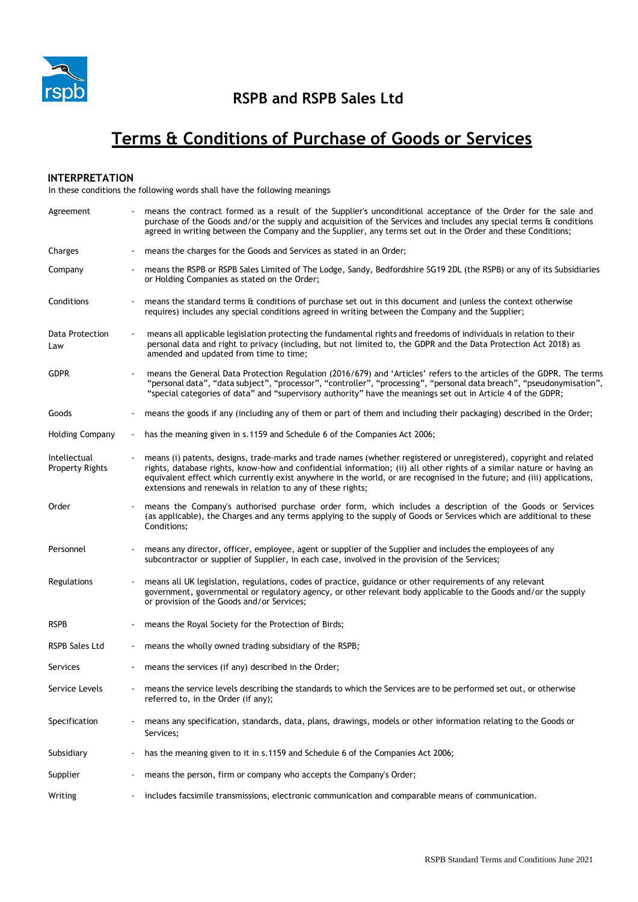# RSPB and RSPB Sales Ltd

## Terms & Conditions of Purchase of Goods or Services

### INTERPRETATION

In these conditions the following words shall have the following meanings

| | |
|---|---|
| Agreement | means the contract formed as a result of the Supplier's unconditional acceptance of the Order for the sale and purchase of the Goods and/or the supply and acquisition of the Services and includes any special terms & conditions agreed in writing between the Company and the Supplier, any terms set out in the Order and these Conditions; |
| Charges | means the charges for the Goods and Services as stated in an Order; |
| Company | means the RSPB or RSPB Sales Limited of The Lodge, Sandy, Bedfordshire SG19 2DL (the RSPB) or any of its Subsidiaries or Holding Companies as stated on the Order; |
| Conditions | means the standard terms & conditions of purchase set out in this document and (unless the context otherwise requires) includes any special conditions agreed in writing between the Company and the Supplier; |
| Data Protection Law | means all applicable legislation protecting the fundamental rights and freedoms of individuals in relation to their personal data and right to privacy (including, but not limited to, the GDPR and the Data Protection Act 2018) as amended and updated from time to time; |
| GDPR | means the General Data Protection Regulation (2016/679) and 'Articles' refers to the articles of the GDPR. The terms "personal data", "data subject", "processor", "controller", "processing", "personal data breach", "pseudonymisation", "special categories of data" and "supervisory authority" have the meanings set out in Article 4 of the GDPR; |
| Goods | means the goods if any (including any of them or part of them and including their packaging) described in the Order; |
| Holding Company | has the meaning given in s.1159 and Schedule 6 of the Companies Act 2006; |
| Intellectual Property Rights | means (i) patents, designs, trade-marks and trade names (whether registered or unregistered), copyright and related rights, database rights, know-how and confidential information; (ii) all other rights of a similar nature or having an equivalent effect which currently exist anywhere in the world, or are recognised in the future; and (iii) applications, extensions and renewals in relation to any of these rights; |
| Order | means the Company's authorised purchase order form, which includes a description of the Goods or Services (as applicable), the Charges and any terms applying to the supply of Goods or Services which are additional to these Conditions; |
| Personnel | means any director, officer, employee, agent or supplier of the Supplier and includes the employees of any subcontractor or supplier of Supplier, in each case, involved in the provision of the Services; |
| Regulations | means all UK legislation, regulations, codes of practice, guidance or other requirements of any relevant government, governmental or regulatory agency, or other relevant body applicable to the Goods and/or the supply or provision of the Goods and/or Services; |
| RSPB | means the Royal Society for the Protection of Birds; |
| RSPB Sales Ltd | means the wholly owned trading subsidiary of the RSPB; |
| Services | means the services (if any) described in the Order; |
| Service Levels | means the service levels describing the standards to which the Services are to be performed set out, or otherwise referred to, in the Order (if any); |
| Specification | means any specification, standards, data, plans, drawings, models or other information relating to the Goods or Services; |
| Subsidiary | has the meaning given to it in s.1159 and Schedule 6 of the Companies Act 2006; |
| Supplier | means the person, firm or company who accepts the Company's Order; |
| Writing | includes facsimile transmissions, electronic communication and comparable means of communication. |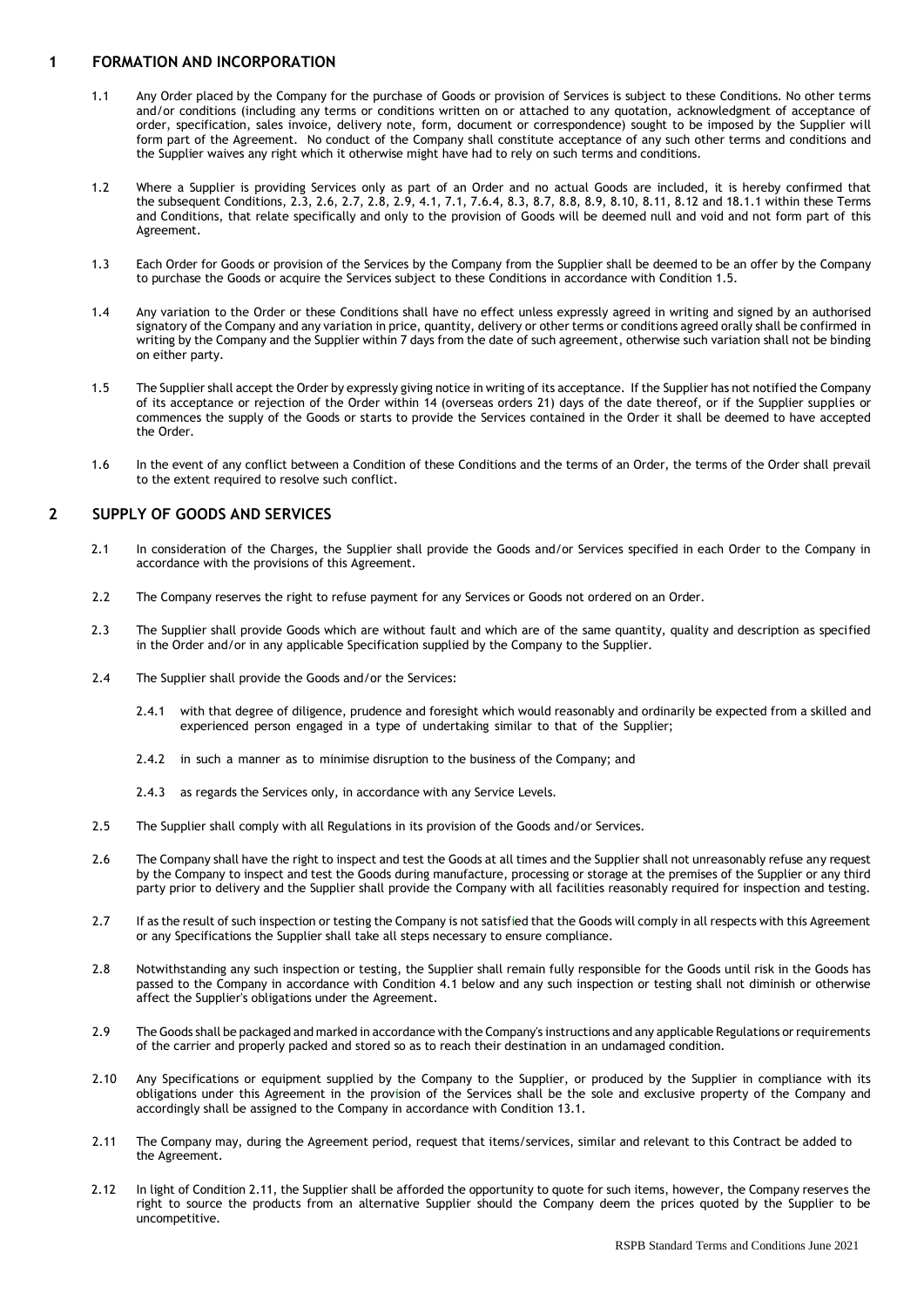## 1 FORMATION AND INCORPORATION

1.1 Any Order placed by the Company for the purchase of Goods or provision of Services is subject to these Conditions. No other terms and/or conditions (including any terms or conditions written on or attached to any quotation, acknowledgment of acceptance of order, specification, sales invoice, delivery note, form, document or correspondence) sought to be imposed by the Supplier will form part of the Agreement. No conduct of the Company shall constitute acceptance of any such other terms and conditions and the Supplier waives any right which it otherwise might have had to rely on such terms and conditions.

1.2 Where a Supplier is providing Services only as part of an Order and no actual Goods are included, it is hereby confirmed that the subsequent Conditions, 2.3, 2.6, 2.7, 2.8, 2.9, 4.1, 7.1, 7.6.4, 8.3, 8.7, 8.8, 8.9, 8.10, 8.11, 8.12 and 18.1.1 within these Terms and Conditions, that relate specifically and only to the provision of Goods will be deemed null and void and not form part of this Agreement.

1.3 Each Order for Goods or provision of the Services by the Company from the Supplier shall be deemed to be an offer by the Company to purchase the Goods or acquire the Services subject to these Conditions in accordance with Condition 1.5.

1.4 Any variation to the Order or these Conditions shall have no effect unless expressly agreed in writing and signed by an authorised signatory of the Company and any variation in price, quantity, delivery or other terms or conditions agreed orally shall be confirmed in writing by the Company and the Supplier within 7 days from the date of such agreement, otherwise such variation shall not be binding on either party.

1.5 The Supplier shall accept the Order by expressly giving notice in writing of its acceptance. If the Supplier has not notified the Company of its acceptance or rejection of the Order within 14 (overseas orders 21) days of the date thereof, or if the Supplier supplies or commences the supply of the Goods or starts to provide the Services contained in the Order it shall be deemed to have accepted the Order.

1.6 In the event of any conflict between a Condition of these Conditions and the terms of an Order, the terms of the Order shall prevail to the extent required to resolve such conflict.

## 2 SUPPLY OF GOODS AND SERVICES

2.1 In consideration of the Charges, the Supplier shall provide the Goods and/or Services specified in each Order to the Company in accordance with the provisions of this Agreement.

2.2 The Company reserves the right to refuse payment for any Services or Goods not ordered on an Order.

2.3 The Supplier shall provide Goods which are without fault and which are of the same quantity, quality and description as specified in the Order and/or in any applicable Specification supplied by the Company to the Supplier.

2.4 The Supplier shall provide the Goods and/or the Services:

2.4.1 with that degree of diligence, prudence and foresight which would reasonably and ordinarily be expected from a skilled and experienced person engaged in a type of undertaking similar to that of the Supplier;

2.4.2 in such a manner as to minimise disruption to the business of the Company; and

2.4.3 as regards the Services only, in accordance with any Service Levels.

2.5 The Supplier shall comply with all Regulations in its provision of the Goods and/or Services.

2.6 The Company shall have the right to inspect and test the Goods at all times and the Supplier shall not unreasonably refuse any request by the Company to inspect and test the Goods during manufacture, processing or storage at the premises of the Supplier or any third party prior to delivery and the Supplier shall provide the Company with all facilities reasonably required for inspection and testing.

2.7 If as the result of such inspection or testing the Company is not satisfied that the Goods will comply in all respects with this Agreement or any Specifications the Supplier shall take all steps necessary to ensure compliance.

2.8 Notwithstanding any such inspection or testing, the Supplier shall remain fully responsible for the Goods until risk in the Goods has passed to the Company in accordance with Condition 4.1 below and any such inspection or testing shall not diminish or otherwise affect the Supplier's obligations under the Agreement.

2.9 The Goods shall be packaged and marked in accordance with the Company's instructions and any applicable Regulations or requirements of the carrier and properly packed and stored so as to reach their destination in an undamaged condition.

2.10 Any Specifications or equipment supplied by the Company to the Supplier, or produced by the Supplier in compliance with its obligations under this Agreement in the provision of the Services shall be the sole and exclusive property of the Company and accordingly shall be assigned to the Company in accordance with Condition 13.1.

2.11 The Company may, during the Agreement period, request that items/services, similar and relevant to this Contract be added to the Agreement.

2.12 In light of Condition 2.11, the Supplier shall be afforded the opportunity to quote for such items, however, the Company reserves the right to source the products from an alternative Supplier should the Company deem the prices quoted by the Supplier to be uncompetitive.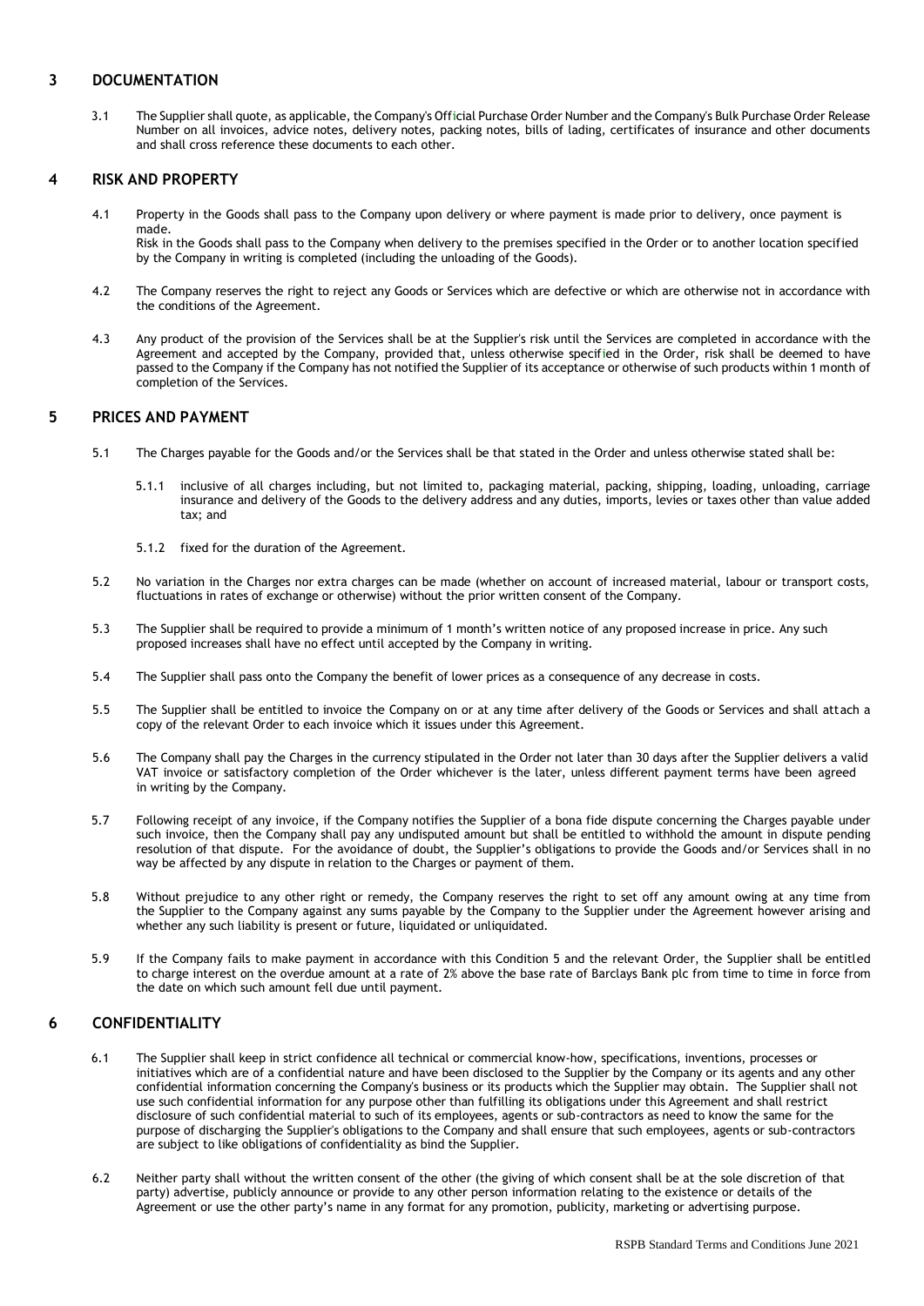## 3 DOCUMENTATION

3.1 The Supplier shall quote, as applicable, the Company's Official Purchase Order Number and the Company's Bulk Purchase Order Release Number on all invoices, advice notes, delivery notes, packing notes, bills of lading, certificates of insurance and other documents and shall cross reference these documents to each other.

## 4 RISK AND PROPERTY

4.1 Property in the Goods shall pass to the Company upon delivery or where payment is made prior to delivery, once payment is made.
Risk in the Goods shall pass to the Company when delivery to the premises specified in the Order or to another location specified by the Company in writing is completed (including the unloading of the Goods).

4.2 The Company reserves the right to reject any Goods or Services which are defective or which are otherwise not in accordance with the conditions of the Agreement.

4.3 Any product of the provision of the Services shall be at the Supplier's risk until the Services are completed in accordance with the Agreement and accepted by the Company, provided that, unless otherwise specified in the Order, risk shall be deemed to have passed to the Company if the Company has not notified the Supplier of its acceptance or otherwise of such products within 1 month of completion of the Services.

## 5 PRICES AND PAYMENT

5.1 The Charges payable for the Goods and/or the Services shall be that stated in the Order and unless otherwise stated shall be:

5.1.1 inclusive of all charges including, but not limited to, packaging material, packing, shipping, loading, unloading, carriage insurance and delivery of the Goods to the delivery address and any duties, imports, levies or taxes other than value added tax; and

5.1.2 fixed for the duration of the Agreement.

5.2 No variation in the Charges nor extra charges can be made (whether on account of increased material, labour or transport costs, fluctuations in rates of exchange or otherwise) without the prior written consent of the Company.

5.3 The Supplier shall be required to provide a minimum of 1 month's written notice of any proposed increase in price. Any such proposed increases shall have no effect until accepted by the Company in writing.

5.4 The Supplier shall pass onto the Company the benefit of lower prices as a consequence of any decrease in costs.

5.5 The Supplier shall be entitled to invoice the Company on or at any time after delivery of the Goods or Services and shall attach a copy of the relevant Order to each invoice which it issues under this Agreement.

5.6 The Company shall pay the Charges in the currency stipulated in the Order not later than 30 days after the Supplier delivers a valid VAT invoice or satisfactory completion of the Order whichever is the later, unless different payment terms have been agreed in writing by the Company.

5.7 Following receipt of any invoice, if the Company notifies the Supplier of a bona fide dispute concerning the Charges payable under such invoice, then the Company shall pay any undisputed amount but shall be entitled to withhold the amount in dispute pending resolution of that dispute. For the avoidance of doubt, the Supplier's obligations to provide the Goods and/or Services shall in no way be affected by any dispute in relation to the Charges or payment of them.

5.8 Without prejudice to any other right or remedy, the Company reserves the right to set off any amount owing at any time from the Supplier to the Company against any sums payable by the Company to the Supplier under the Agreement however arising and whether any such liability is present or future, liquidated or unliquidated.

5.9 If the Company fails to make payment in accordance with this Condition 5 and the relevant Order, the Supplier shall be entitled to charge interest on the overdue amount at a rate of 2% above the base rate of Barclays Bank plc from time to time in force from the date on which such amount fell due until payment.

## 6 CONFIDENTIALITY

6.1 The Supplier shall keep in strict confidence all technical or commercial know-how, specifications, inventions, processes or initiatives which are of a confidential nature and have been disclosed to the Supplier by the Company or its agents and any other confidential information concerning the Company's business or its products which the Supplier may obtain. The Supplier shall not use such confidential information for any purpose other than fulfilling its obligations under this Agreement and shall restrict disclosure of such confidential material to such of its employees, agents or sub-contractors as need to know the same for the purpose of discharging the Supplier's obligations to the Company and shall ensure that such employees, agents or sub-contractors are subject to like obligations of confidentiality as bind the Supplier.

6.2 Neither party shall without the written consent of the other (the giving of which consent shall be at the sole discretion of that party) advertise, publicly announce or provide to any other person information relating to the existence or details of the Agreement or use the other party's name in any format for any promotion, publicity, marketing or advertising purpose.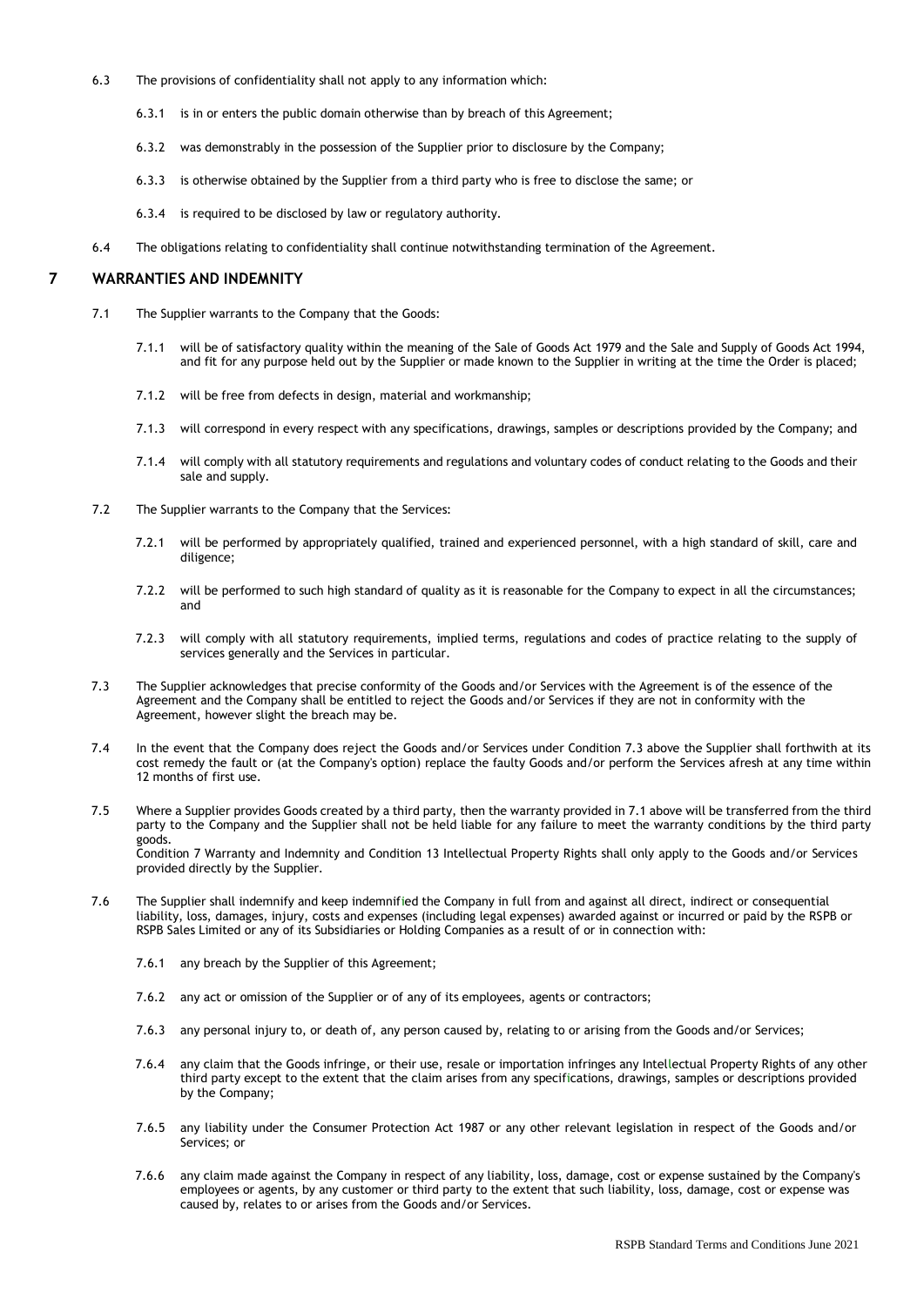6.3 The provisions of confidentiality shall not apply to any information which:

6.3.1 is in or enters the public domain otherwise than by breach of this Agreement;

6.3.2 was demonstrably in the possession of the Supplier prior to disclosure by the Company;

6.3.3 is otherwise obtained by the Supplier from a third party who is free to disclose the same; or

6.3.4 is required to be disclosed by law or regulatory authority.

6.4 The obligations relating to confidentiality shall continue notwithstanding termination of the Agreement.

## 7 WARRANTIES AND INDEMNITY

7.1 The Supplier warrants to the Company that the Goods:

7.1.1 will be of satisfactory quality within the meaning of the Sale of Goods Act 1979 and the Sale and Supply of Goods Act 1994, and fit for any purpose held out by the Supplier or made known to the Supplier in writing at the time the Order is placed;

7.1.2 will be free from defects in design, material and workmanship;

7.1.3 will correspond in every respect with any specifications, drawings, samples or descriptions provided by the Company; and

7.1.4 will comply with all statutory requirements and regulations and voluntary codes of conduct relating to the Goods and their sale and supply.

7.2 The Supplier warrants to the Company that the Services:

7.2.1 will be performed by appropriately qualified, trained and experienced personnel, with a high standard of skill, care and diligence;

7.2.2 will be performed to such high standard of quality as it is reasonable for the Company to expect in all the circumstances; and

7.2.3 will comply with all statutory requirements, implied terms, regulations and codes of practice relating to the supply of services generally and the Services in particular.

7.3 The Supplier acknowledges that precise conformity of the Goods and/or Services with the Agreement is of the essence of the Agreement and the Company shall be entitled to reject the Goods and/or Services if they are not in conformity with the Agreement, however slight the breach may be.

7.4 In the event that the Company does reject the Goods and/or Services under Condition 7.3 above the Supplier shall forthwith at its cost remedy the fault or (at the Company's option) replace the faulty Goods and/or perform the Services afresh at any time within 12 months of first use.

7.5 Where a Supplier provides Goods created by a third party, then the warranty provided in 7.1 above will be transferred from the third party to the Company and the Supplier shall not be held liable for any failure to meet the warranty conditions by the third party goods.
Condition 7 Warranty and Indemnity and Condition 13 Intellectual Property Rights shall only apply to the Goods and/or Services provided directly by the Supplier.

7.6 The Supplier shall indemnify and keep indemnified the Company in full from and against all direct, indirect or consequential liability, loss, damages, injury, costs and expenses (including legal expenses) awarded against or incurred or paid by the RSPB or RSPB Sales Limited or any of its Subsidiaries or Holding Companies as a result of or in connection with:

7.6.1 any breach by the Supplier of this Agreement;

7.6.2 any act or omission of the Supplier or of any of its employees, agents or contractors;

7.6.3 any personal injury to, or death of, any person caused by, relating to or arising from the Goods and/or Services;

7.6.4 any claim that the Goods infringe, or their use, resale or importation infringes any Intellectual Property Rights of any other third party except to the extent that the claim arises from any specifications, drawings, samples or descriptions provided by the Company;

7.6.5 any liability under the Consumer Protection Act 1987 or any other relevant legislation in respect of the Goods and/or Services; or

7.6.6 any claim made against the Company in respect of any liability, loss, damage, cost or expense sustained by the Company's employees or agents, by any customer or third party to the extent that such liability, loss, damage, cost or expense was caused by, relates to or arises from the Goods and/or Services.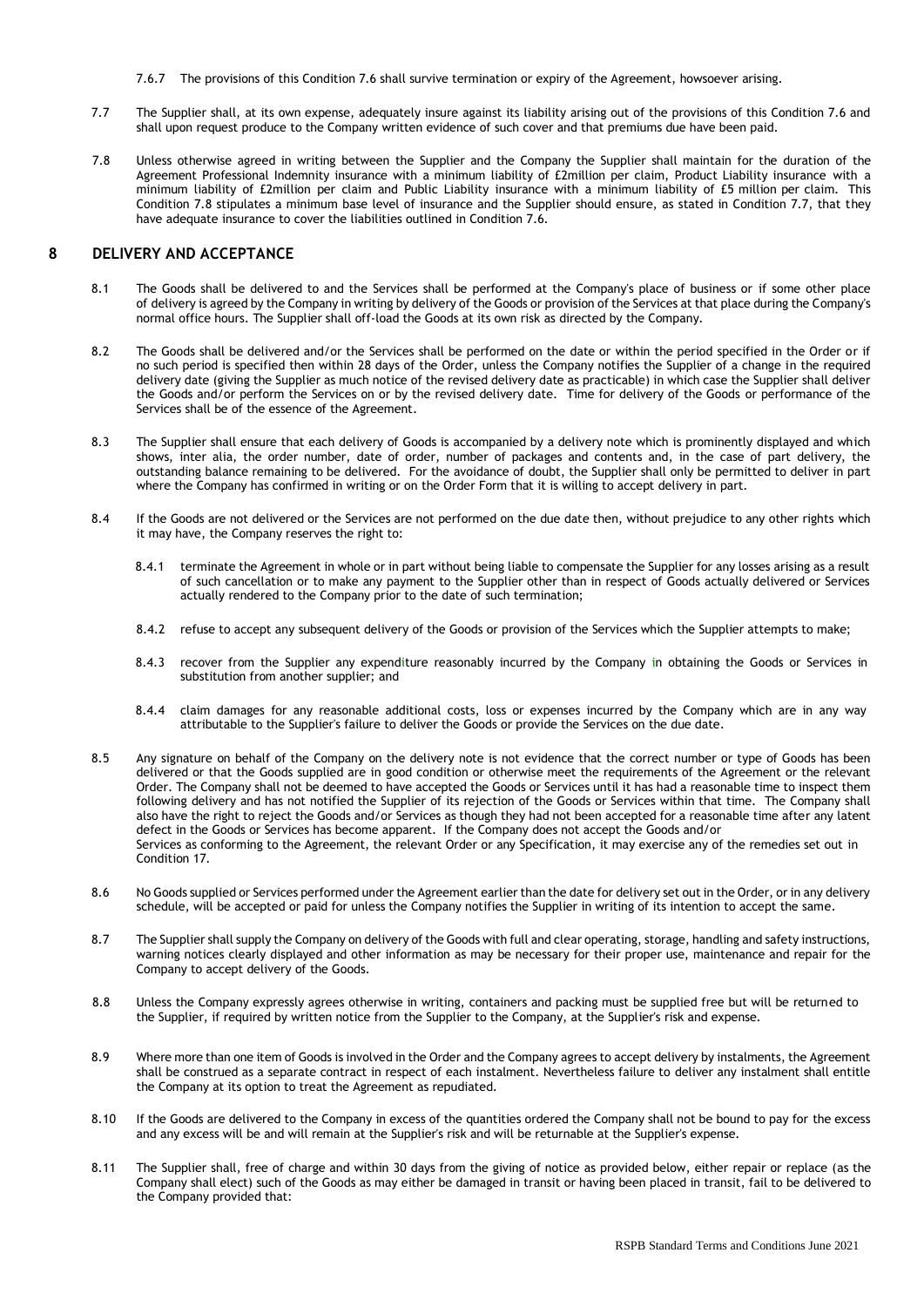7.6.7 The provisions of this Condition 7.6 shall survive termination or expiry of the Agreement, howsoever arising.

7.7 The Supplier shall, at its own expense, adequately insure against its liability arising out of the provisions of this Condition 7.6 and shall upon request produce to the Company written evidence of such cover and that premiums due have been paid.

7.8 Unless otherwise agreed in writing between the Supplier and the Company the Supplier shall maintain for the duration of the Agreement Professional Indemnity insurance with a minimum liability of £2million per claim, Product Liability insurance with a minimum liability of £2million per claim and Public Liability insurance with a minimum liability of £5 million per claim. This Condition 7.8 stipulates a minimum base level of insurance and the Supplier should ensure, as stated in Condition 7.7, that they have adequate insurance to cover the liabilities outlined in Condition 7.6.

## 8 DELIVERY AND ACCEPTANCE

8.1 The Goods shall be delivered to and the Services shall be performed at the Company's place of business or if some other place of delivery is agreed by the Company in writing by delivery of the Goods or provision of the Services at that place during the Company's normal office hours. The Supplier shall off-load the Goods at its own risk as directed by the Company.

8.2 The Goods shall be delivered and/or the Services shall be performed on the date or within the period specified in the Order or if no such period is specified then within 28 days of the Order, unless the Company notifies the Supplier of a change in the required delivery date (giving the Supplier as much notice of the revised delivery date as practicable) in which case the Supplier shall deliver the Goods and/or perform the Services on or by the revised delivery date. Time for delivery of the Goods or performance of the Services shall be of the essence of the Agreement.

8.3 The Supplier shall ensure that each delivery of Goods is accompanied by a delivery note which is prominently displayed and which shows, inter alia, the order number, date of order, number of packages and contents and, in the case of part delivery, the outstanding balance remaining to be delivered. For the avoidance of doubt, the Supplier shall only be permitted to deliver in part where the Company has confirmed in writing or on the Order Form that it is willing to accept delivery in part.

8.4 If the Goods are not delivered or the Services are not performed on the due date then, without prejudice to any other rights which it may have, the Company reserves the right to:

8.4.1 terminate the Agreement in whole or in part without being liable to compensate the Supplier for any losses arising as a result of such cancellation or to make any payment to the Supplier other than in respect of Goods actually delivered or Services actually rendered to the Company prior to the date of such termination;

8.4.2 refuse to accept any subsequent delivery of the Goods or provision of the Services which the Supplier attempts to make;

8.4.3 recover from the Supplier any expenditure reasonably incurred by the Company in obtaining the Goods or Services in substitution from another supplier; and

8.4.4 claim damages for any reasonable additional costs, loss or expenses incurred by the Company which are in any way attributable to the Supplier's failure to deliver the Goods or provide the Services on the due date.

8.5 Any signature on behalf of the Company on the delivery note is not evidence that the correct number or type of Goods has been delivered or that the Goods supplied are in good condition or otherwise meet the requirements of the Agreement or the relevant Order. The Company shall not be deemed to have accepted the Goods or Services until it has had a reasonable time to inspect them following delivery and has not notified the Supplier of its rejection of the Goods or Services within that time. The Company shall also have the right to reject the Goods and/or Services as though they had not been accepted for a reasonable time after any latent defect in the Goods or Services has become apparent. If the Company does not accept the Goods and/or Services as conforming to the Agreement, the relevant Order or any Specification, it may exercise any of the remedies set out in Condition 17.

8.6 No Goods supplied or Services performed under the Agreement earlier than the date for delivery set out in the Order, or in any delivery schedule, will be accepted or paid for unless the Company notifies the Supplier in writing of its intention to accept the same.

8.7 The Supplier shall supply the Company on delivery of the Goods with full and clear operating, storage, handling and safety instructions, warning notices clearly displayed and other information as may be necessary for their proper use, maintenance and repair for the Company to accept delivery of the Goods.

8.8 Unless the Company expressly agrees otherwise in writing, containers and packing must be supplied free but will be returned to the Supplier, if required by written notice from the Supplier to the Company, at the Supplier's risk and expense.

8.9 Where more than one item of Goods is involved in the Order and the Company agrees to accept delivery by instalments, the Agreement shall be construed as a separate contract in respect of each instalment. Nevertheless failure to deliver any instalment shall entitle the Company at its option to treat the Agreement as repudiated.

8.10 If the Goods are delivered to the Company in excess of the quantities ordered the Company shall not be bound to pay for the excess and any excess will be and will remain at the Supplier's risk and will be returnable at the Supplier's expense.

8.11 The Supplier shall, free of charge and within 30 days from the giving of notice as provided below, either repair or replace (as the Company shall elect) such of the Goods as may either be damaged in transit or having been placed in transit, fail to be delivered to the Company provided that: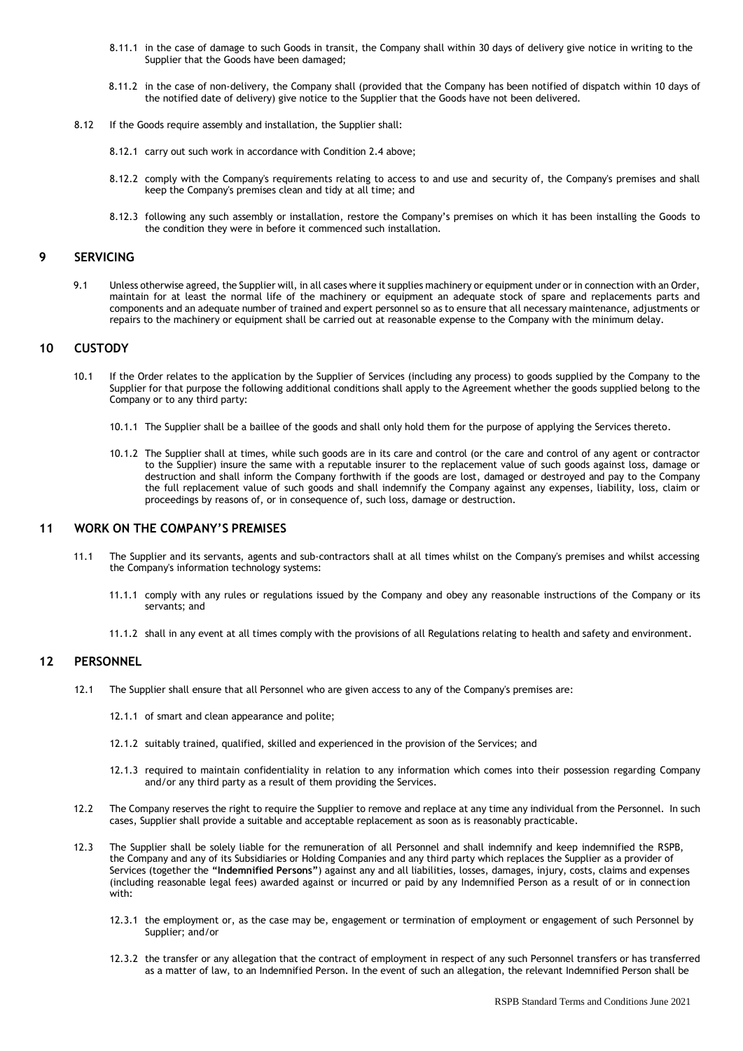8.11.1 in the case of damage to such Goods in transit, the Company shall within 30 days of delivery give notice in writing to the Supplier that the Goods have been damaged;

8.11.2 in the case of non-delivery, the Company shall (provided that the Company has been notified of dispatch within 10 days of the notified date of delivery) give notice to the Supplier that the Goods have not been delivered.

8.12 If the Goods require assembly and installation, the Supplier shall:

8.12.1 carry out such work in accordance with Condition 2.4 above;

8.12.2 comply with the Company's requirements relating to access to and use and security of, the Company's premises and shall keep the Company's premises clean and tidy at all time; and

8.12.3 following any such assembly or installation, restore the Company's premises on which it has been installing the Goods to the condition they were in before it commenced such installation.

## 9 SERVICING

9.1 Unless otherwise agreed, the Supplier will, in all cases where it supplies machinery or equipment under or in connection with an Order, maintain for at least the normal life of the machinery or equipment an adequate stock of spare and replacements parts and components and an adequate number of trained and expert personnel so as to ensure that all necessary maintenance, adjustments or repairs to the machinery or equipment shall be carried out at reasonable expense to the Company with the minimum delay.

## 10 CUSTODY

10.1 If the Order relates to the application by the Supplier of Services (including any process) to goods supplied by the Company to the Supplier for that purpose the following additional conditions shall apply to the Agreement whether the goods supplied belong to the Company or to any third party:

10.1.1 The Supplier shall be a baillee of the goods and shall only hold them for the purpose of applying the Services thereto.

10.1.2 The Supplier shall at times, while such goods are in its care and control (or the care and control of any agent or contractor to the Supplier) insure the same with a reputable insurer to the replacement value of such goods against loss, damage or destruction and shall inform the Company forthwith if the goods are lost, damaged or destroyed and pay to the Company the full replacement value of such goods and shall indemnify the Company against any expenses, liability, loss, claim or proceedings by reasons of, or in consequence of, such loss, damage or destruction.

## 11 WORK ON THE COMPANY'S PREMISES

11.1 The Supplier and its servants, agents and sub-contractors shall at all times whilst on the Company's premises and whilst accessing the Company's information technology systems:

11.1.1 comply with any rules or regulations issued by the Company and obey any reasonable instructions of the Company or its servants; and

11.1.2 shall in any event at all times comply with the provisions of all Regulations relating to health and safety and environment.

## 12 PERSONNEL

12.1 The Supplier shall ensure that all Personnel who are given access to any of the Company's premises are:

12.1.1 of smart and clean appearance and polite;

12.1.2 suitably trained, qualified, skilled and experienced in the provision of the Services; and

12.1.3 required to maintain confidentiality in relation to any information which comes into their possession regarding Company and/or any third party as a result of them providing the Services.

12.2 The Company reserves the right to require the Supplier to remove and replace at any time any individual from the Personnel. In such cases, Supplier shall provide a suitable and acceptable replacement as soon as is reasonably practicable.

12.3 The Supplier shall be solely liable for the remuneration of all Personnel and shall indemnify and keep indemnified the RSPB, the Company and any of its Subsidiaries or Holding Companies and any third party which replaces the Supplier as a provider of Services (together the **"Indemnified Persons"**) against any and all liabilities, losses, damages, injury, costs, claims and expenses (including reasonable legal fees) awarded against or incurred or paid by any Indemnified Person as a result of or in connection with:

12.3.1 the employment or, as the case may be, engagement or termination of employment or engagement of such Personnel by Supplier; and/or

12.3.2 the transfer or any allegation that the contract of employment in respect of any such Personnel transfers or has transferred as a matter of law, to an Indemnified Person. In the event of such an allegation, the relevant Indemnified Person shall be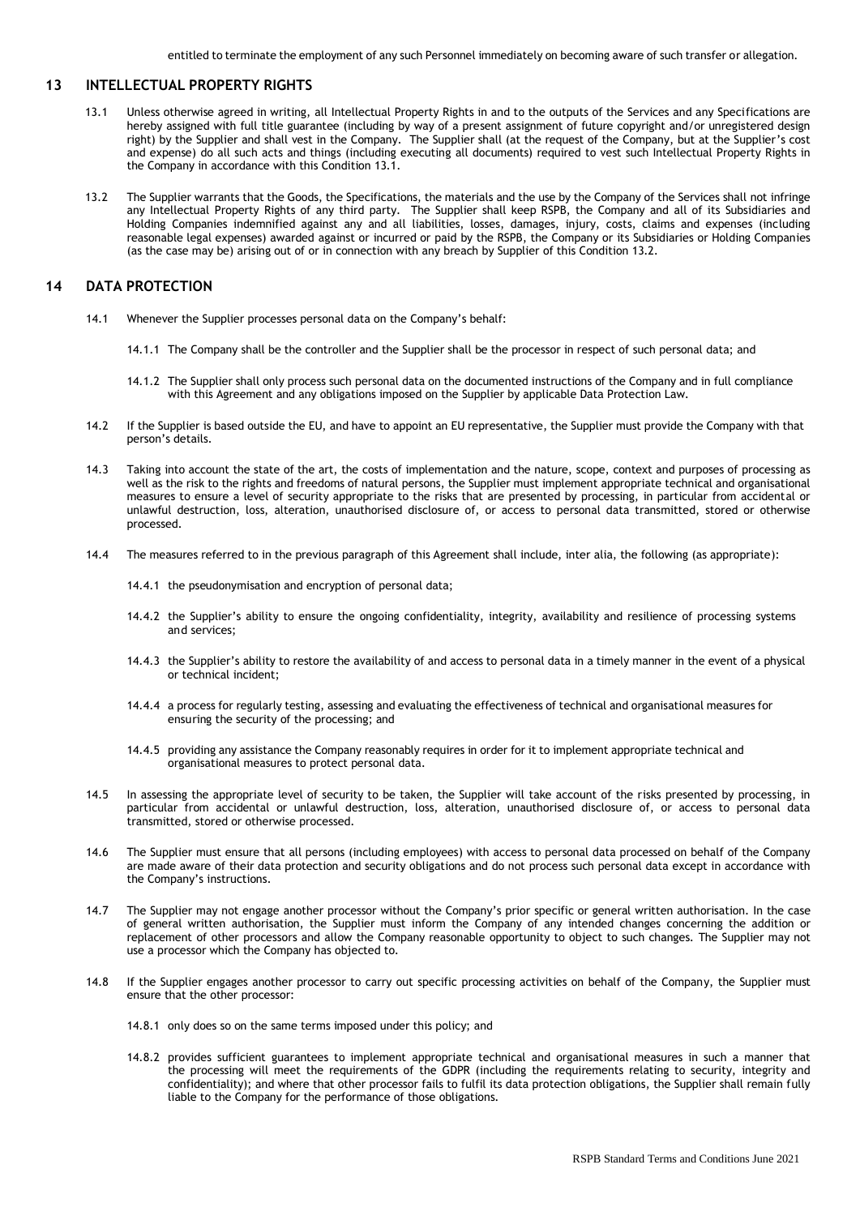entitled to terminate the employment of any such Personnel immediately on becoming aware of such transfer or allegation.

## 13 INTELLECTUAL PROPERTY RIGHTS

13.1 Unless otherwise agreed in writing, all Intellectual Property Rights in and to the outputs of the Services and any Specifications are hereby assigned with full title guarantee (including by way of a present assignment of future copyright and/or unregistered design right) by the Supplier and shall vest in the Company. The Supplier shall (at the request of the Company, but at the Supplier's cost and expense) do all such acts and things (including executing all documents) required to vest such Intellectual Property Rights in the Company in accordance with this Condition 13.1.

13.2 The Supplier warrants that the Goods, the Specifications, the materials and the use by the Company of the Services shall not infringe any Intellectual Property Rights of any third party. The Supplier shall keep RSPB, the Company and all of its Subsidiaries and Holding Companies indemnified against any and all liabilities, losses, damages, injury, costs, claims and expenses (including reasonable legal expenses) awarded against or incurred or paid by the RSPB, the Company or its Subsidiaries or Holding Companies (as the case may be) arising out of or in connection with any breach by Supplier of this Condition 13.2.

## 14 DATA PROTECTION

14.1 Whenever the Supplier processes personal data on the Company's behalf:

14.1.1 The Company shall be the controller and the Supplier shall be the processor in respect of such personal data; and

14.1.2 The Supplier shall only process such personal data on the documented instructions of the Company and in full compliance with this Agreement and any obligations imposed on the Supplier by applicable Data Protection Law.

14.2 If the Supplier is based outside the EU, and have to appoint an EU representative, the Supplier must provide the Company with that person's details.

14.3 Taking into account the state of the art, the costs of implementation and the nature, scope, context and purposes of processing as well as the risk to the rights and freedoms of natural persons, the Supplier must implement appropriate technical and organisational measures to ensure a level of security appropriate to the risks that are presented by processing, in particular from accidental or unlawful destruction, loss, alteration, unauthorised disclosure of, or access to personal data transmitted, stored or otherwise processed.

14.4 The measures referred to in the previous paragraph of this Agreement shall include, inter alia, the following (as appropriate):

14.4.1 the pseudonymisation and encryption of personal data;

14.4.2 the Supplier's ability to ensure the ongoing confidentiality, integrity, availability and resilience of processing systems and services;

14.4.3 the Supplier's ability to restore the availability of and access to personal data in a timely manner in the event of a physical or technical incident;

14.4.4 a process for regularly testing, assessing and evaluating the effectiveness of technical and organisational measures for ensuring the security of the processing; and

14.4.5 providing any assistance the Company reasonably requires in order for it to implement appropriate technical and organisational measures to protect personal data.

14.5 In assessing the appropriate level of security to be taken, the Supplier will take account of the risks presented by processing, in particular from accidental or unlawful destruction, loss, alteration, unauthorised disclosure of, or access to personal data transmitted, stored or otherwise processed.

14.6 The Supplier must ensure that all persons (including employees) with access to personal data processed on behalf of the Company are made aware of their data protection and security obligations and do not process such personal data except in accordance with the Company's instructions.

14.7 The Supplier may not engage another processor without the Company's prior specific or general written authorisation. In the case of general written authorisation, the Supplier must inform the Company of any intended changes concerning the addition or replacement of other processors and allow the Company reasonable opportunity to object to such changes. The Supplier may not use a processor which the Company has objected to.

14.8 If the Supplier engages another processor to carry out specific processing activities on behalf of the Company, the Supplier must ensure that the other processor:

14.8.1 only does so on the same terms imposed under this policy; and

14.8.2 provides sufficient guarantees to implement appropriate technical and organisational measures in such a manner that the processing will meet the requirements of the GDPR (including the requirements relating to security, integrity and confidentiality); and where that other processor fails to fulfil its data protection obligations, the Supplier shall remain fully liable to the Company for the performance of those obligations.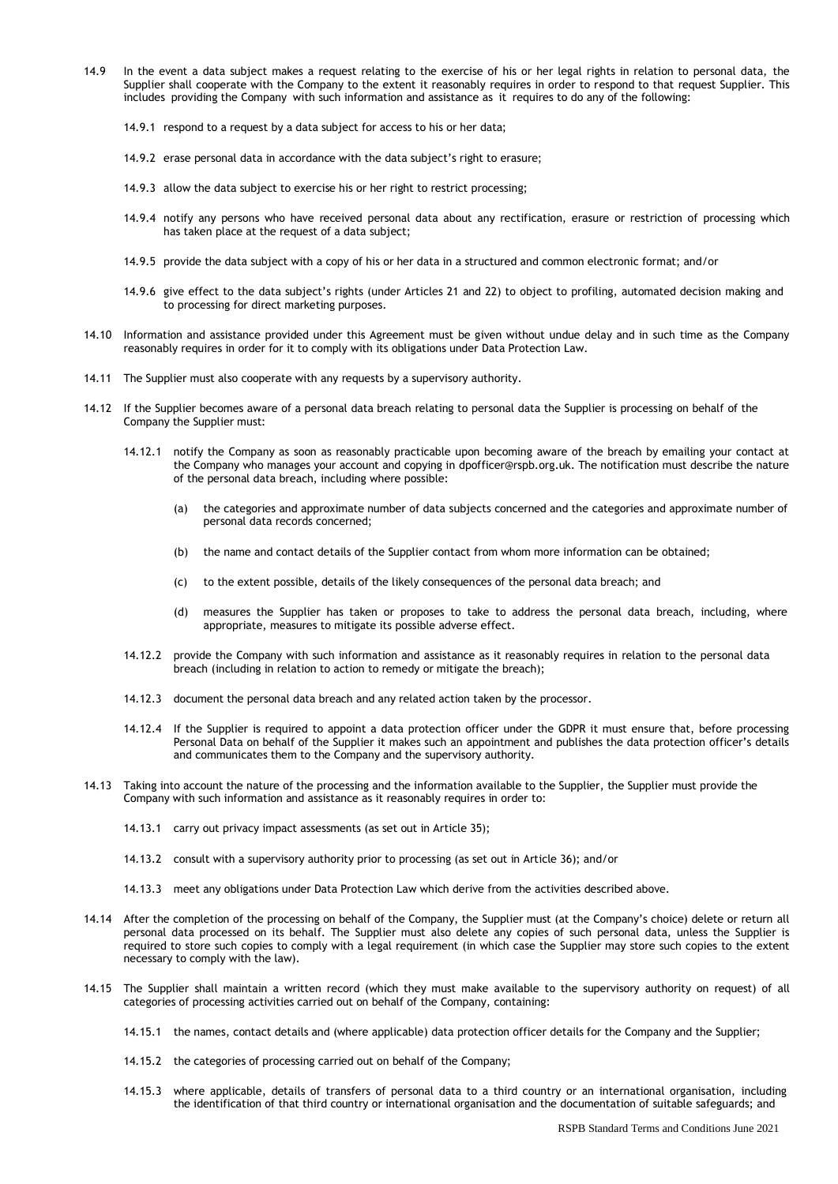14.9 In the event a data subject makes a request relating to the exercise of his or her legal rights in relation to personal data, the Supplier shall cooperate with the Company to the extent it reasonably requires in order to respond to that request Supplier. This includes providing the Company with such information and assistance as it requires to do any of the following:

14.9.1 respond to a request by a data subject for access to his or her data;

14.9.2 erase personal data in accordance with the data subject's right to erasure;

14.9.3 allow the data subject to exercise his or her right to restrict processing;

14.9.4 notify any persons who have received personal data about any rectification, erasure or restriction of processing which has taken place at the request of a data subject;

14.9.5 provide the data subject with a copy of his or her data in a structured and common electronic format; and/or

14.9.6 give effect to the data subject's rights (under Articles 21 and 22) to object to profiling, automated decision making and to processing for direct marketing purposes.

14.10 Information and assistance provided under this Agreement must be given without undue delay and in such time as the Company reasonably requires in order for it to comply with its obligations under Data Protection Law.

14.11 The Supplier must also cooperate with any requests by a supervisory authority.

14.12 If the Supplier becomes aware of a personal data breach relating to personal data the Supplier is processing on behalf of the Company the Supplier must:

14.12.1 notify the Company as soon as reasonably practicable upon becoming aware of the breach by emailing your contact at the Company who manages your account and copying in dpofficer@rspb.org.uk. The notification must describe the nature of the personal data breach, including where possible:

(a) the categories and approximate number of data subjects concerned and the categories and approximate number of personal data records concerned;

(b) the name and contact details of the Supplier contact from whom more information can be obtained;

(c) to the extent possible, details of the likely consequences of the personal data breach; and

(d) measures the Supplier has taken or proposes to take to address the personal data breach, including, where appropriate, measures to mitigate its possible adverse effect.

14.12.2 provide the Company with such information and assistance as it reasonably requires in relation to the personal data breach (including in relation to action to remedy or mitigate the breach);

14.12.3 document the personal data breach and any related action taken by the processor.

14.12.4 If the Supplier is required to appoint a data protection officer under the GDPR it must ensure that, before processing Personal Data on behalf of the Supplier it makes such an appointment and publishes the data protection officer's details and communicates them to the Company and the supervisory authority.

14.13 Taking into account the nature of the processing and the information available to the Supplier, the Supplier must provide the Company with such information and assistance as it reasonably requires in order to:

14.13.1 carry out privacy impact assessments (as set out in Article 35);

14.13.2 consult with a supervisory authority prior to processing (as set out in Article 36); and/or

14.13.3 meet any obligations under Data Protection Law which derive from the activities described above.

14.14 After the completion of the processing on behalf of the Company, the Supplier must (at the Company's choice) delete or return all personal data processed on its behalf. The Supplier must also delete any copies of such personal data, unless the Supplier is required to store such copies to comply with a legal requirement (in which case the Supplier may store such copies to the extent necessary to comply with the law).

14.15 The Supplier shall maintain a written record (which they must make available to the supervisory authority on request) of all categories of processing activities carried out on behalf of the Company, containing:

14.15.1 the names, contact details and (where applicable) data protection officer details for the Company and the Supplier;

14.15.2 the categories of processing carried out on behalf of the Company;

14.15.3 where applicable, details of transfers of personal data to a third country or an international organisation, including the identification of that third country or international organisation and the documentation of suitable safeguards; and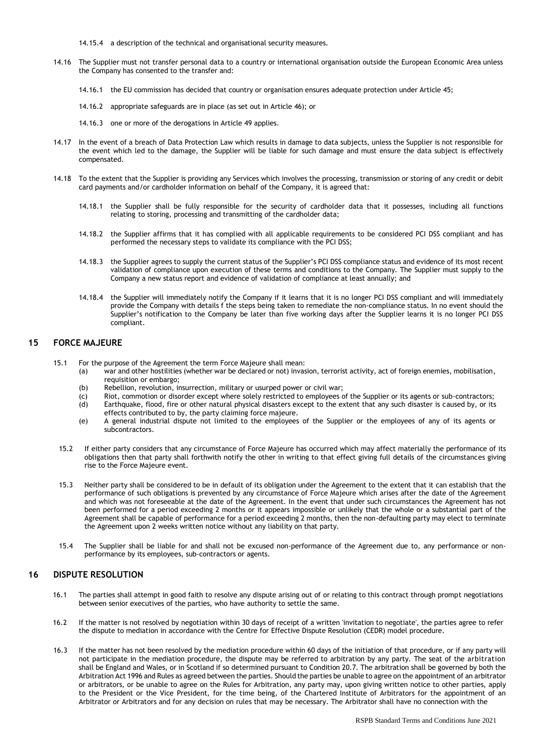14.15.4 a description of the technical and organisational security measures.

14.16 The Supplier must not transfer personal data to a country or international organisation outside the European Economic Area unless the Company has consented to the transfer and:

14.16.1 the EU commission has decided that country or organisation ensures adequate protection under Article 45;

14.16.2 appropriate safeguards are in place (as set out in Article 46); or

14.16.3 one or more of the derogations in Article 49 applies.

14.17 In the event of a breach of Data Protection Law which results in damage to data subjects, unless the Supplier is not responsible for the event which led to the damage, the Supplier will be liable for such damage and must ensure the data subject is effectively compensated.

14.18 To the extent that the Supplier is providing any Services which involves the processing, transmission or storing of any credit or debit card payments and/or cardholder information on behalf of the Company, it is agreed that:

14.18.1 the Supplier shall be fully responsible for the security of cardholder data that it possesses, including all functions relating to storing, processing and transmitting of the cardholder data;

14.18.2 the Supplier affirms that it has complied with all applicable requirements to be considered PCI DSS compliant and has performed the necessary steps to validate its compliance with the PCI DSS;

14.18.3 the Supplier agrees to supply the current status of the Supplier's PCI DSS compliance status and evidence of its most recent validation of compliance upon execution of these terms and conditions to the Company. The Supplier must supply to the Company a new status report and evidence of validation of compliance at least annually; and

14.18.4 the Supplier will immediately notify the Company if it learns that it is no longer PCI DSS compliant and will immediately provide the Company with details f the steps being taken to remediate the non-compliance status. In no event should the Supplier's notification to the Company be later than five working days after the Supplier learns it is no longer PCI DSS compliant.

## 15 FORCE MAJEURE

15.1 For the purpose of the Agreement the term Force Majeure shall mean:

(a) war and other hostilities (whether war be declared or not) invasion, terrorist activity, act of foreign enemies, mobilisation, requisition or embargo;
(b) Rebellion, revolution, insurrection, military or usurped power or civil war;
(c) Riot, commotion or disorder except where solely restricted to employees of the Supplier or its agents or sub-contractors;
(d) Earthquake, flood, fire or other natural physical disasters except to the extent that any such disaster is caused by, or its effects contributed to by, the party claiming force majeure.
(e) A general industrial dispute not limited to the employees of the Supplier or the employees of any of its agents or subcontractors.

15.2 If either party considers that any circumstance of Force Majeure has occurred which may affect materially the performance of its obligations then that party shall forthwith notify the other in writing to that effect giving full details of the circumstances giving rise to the Force Majeure event.

15.3 Neither party shall be considered to be in default of its obligation under the Agreement to the extent that it can establish that the performance of such obligations is prevented by any circumstance of Force Majeure which arises after the date of the Agreement and which was not foreseeable at the date of the Agreement. In the event that under such circumstances the Agreement has not been performed for a period exceeding 2 months or it appears impossible or unlikely that the whole or a substantial part of the Agreement shall be capable of performance for a period exceeding 2 months, then the non-defaulting party may elect to terminate the Agreement upon 2 weeks written notice without any liability on that party.

15.4 The Supplier shall be liable for and shall not be excused non-performance of the Agreement due to, any performance or non-performance by its employees, sub-contractors or agents.

## 16 DISPUTE RESOLUTION

16.1 The parties shall attempt in good faith to resolve any dispute arising out of or relating to this contract through prompt negotiations between senior executives of the parties, who have authority to settle the same.

16.2 If the matter is not resolved by negotiation within 30 days of receipt of a written 'invitation to negotiate', the parties agree to refer the dispute to mediation in accordance with the Centre for Effective Dispute Resolution (CEDR) model procedure.

16.3 If the matter has not been resolved by the mediation procedure within 60 days of the initiation of that procedure, or if any party will not participate in the mediation procedure, the dispute may be referred to arbitration by any party. The seat of the arbitration shall be England and Wales, or in Scotland if so determined pursuant to Condition 20.7. The arbitration shall be governed by both the Arbitration Act 1996 and Rules as agreed between the parties. Should the parties be unable to agree on the appointment of an arbitrator or arbitrators, or be unable to agree on the Rules for Arbitration, any party may, upon giving written notice to other parties, apply to the President or the Vice President, for the time being, of the Chartered Institute of Arbitrators for the appointment of an Arbitrator or Arbitrators and for any decision on rules that may be necessary. The Arbitrator shall have no connection with the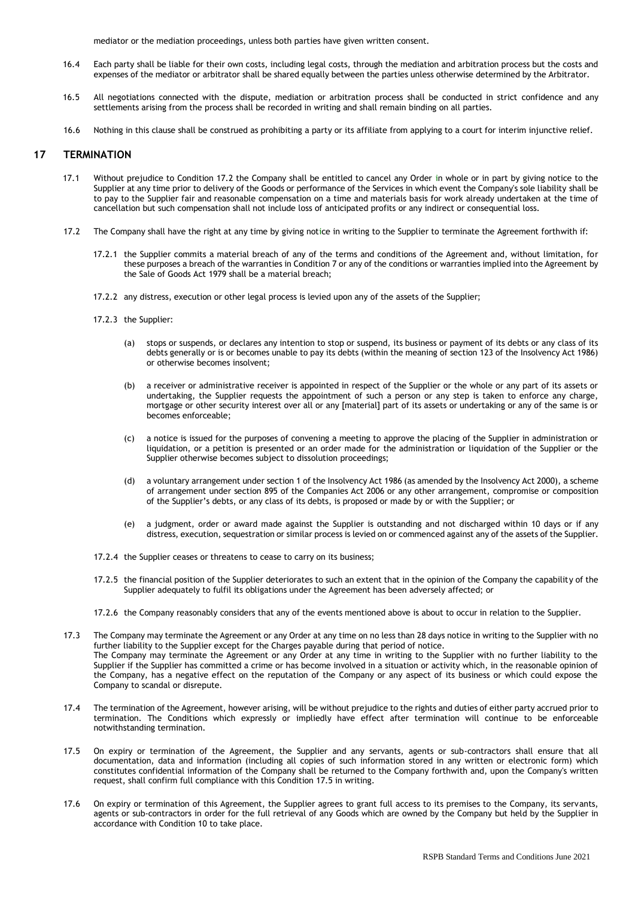mediator or the mediation proceedings, unless both parties have given written consent.

16.4 Each party shall be liable for their own costs, including legal costs, through the mediation and arbitration process but the costs and expenses of the mediator or arbitrator shall be shared equally between the parties unless otherwise determined by the Arbitrator.

16.5 All negotiations connected with the dispute, mediation or arbitration process shall be conducted in strict confidence and any settlements arising from the process shall be recorded in writing and shall remain binding on all parties.

16.6 Nothing in this clause shall be construed as prohibiting a party or its affiliate from applying to a court for interim injunctive relief.

## 17 TERMINATION

17.1 Without prejudice to Condition 17.2 the Company shall be entitled to cancel any Order in whole or in part by giving notice to the Supplier at any time prior to delivery of the Goods or performance of the Services in which event the Company's sole liability shall be to pay to the Supplier fair and reasonable compensation on a time and materials basis for work already undertaken at the time of cancellation but such compensation shall not include loss of anticipated profits or any indirect or consequential loss.

17.2 The Company shall have the right at any time by giving notice in writing to the Supplier to terminate the Agreement forthwith if:

17.2.1 the Supplier commits a material breach of any of the terms and conditions of the Agreement and, without limitation, for these purposes a breach of the warranties in Condition 7 or any of the conditions or warranties implied into the Agreement by the Sale of Goods Act 1979 shall be a material breach;

17.2.2 any distress, execution or other legal process is levied upon any of the assets of the Supplier;

17.2.3 the Supplier:

(a) stops or suspends, or declares any intention to stop or suspend, its business or payment of its debts or any class of its debts generally or is or becomes unable to pay its debts (within the meaning of section 123 of the Insolvency Act 1986) or otherwise becomes insolvent;

(b) a receiver or administrative receiver is appointed in respect of the Supplier or the whole or any part of its assets or undertaking, the Supplier requests the appointment of such a person or any step is taken to enforce any charge, mortgage or other security interest over all or any [material] part of its assets or undertaking or any of the same is or becomes enforceable;

(c) a notice is issued for the purposes of convening a meeting to approve the placing of the Supplier in administration or liquidation, or a petition is presented or an order made for the administration or liquidation of the Supplier or the Supplier otherwise becomes subject to dissolution proceedings;

(d) a voluntary arrangement under section 1 of the Insolvency Act 1986 (as amended by the Insolvency Act 2000), a scheme of arrangement under section 895 of the Companies Act 2006 or any other arrangement, compromise or composition of the Supplier's debts, or any class of its debts, is proposed or made by or with the Supplier; or

(e) a judgment, order or award made against the Supplier is outstanding and not discharged within 10 days or if any distress, execution, sequestration or similar process is levied on or commenced against any of the assets of the Supplier.

17.2.4 the Supplier ceases or threatens to cease to carry on its business;

17.2.5 the financial position of the Supplier deteriorates to such an extent that in the opinion of the Company the capability of the Supplier adequately to fulfil its obligations under the Agreement has been adversely affected; or

17.2.6 the Company reasonably considers that any of the events mentioned above is about to occur in relation to the Supplier.

17.3 The Company may terminate the Agreement or any Order at any time on no less than 28 days notice in writing to the Supplier with no further liability to the Supplier except for the Charges payable during that period of notice.
The Company may terminate the Agreement or any Order at any time in writing to the Supplier with no further liability to the Supplier if the Supplier has committed a crime or has become involved in a situation or activity which, in the reasonable opinion of the Company, has a negative effect on the reputation of the Company or any aspect of its business or which could expose the Company to scandal or disrepute.

17.4 The termination of the Agreement, however arising, will be without prejudice to the rights and duties of either party accrued prior to termination. The Conditions which expressly or impliedly have effect after termination will continue to be enforceable notwithstanding termination.

17.5 On expiry or termination of the Agreement, the Supplier and any servants, agents or sub-contractors shall ensure that all documentation, data and information (including all copies of such information stored in any written or electronic form) which constitutes confidential information of the Company shall be returned to the Company forthwith and, upon the Company's written request, shall confirm full compliance with this Condition 17.5 in writing.

17.6 On expiry or termination of this Agreement, the Supplier agrees to grant full access to its premises to the Company, its servants, agents or sub-contractors in order for the full retrieval of any Goods which are owned by the Company but held by the Supplier in accordance with Condition 10 to take place.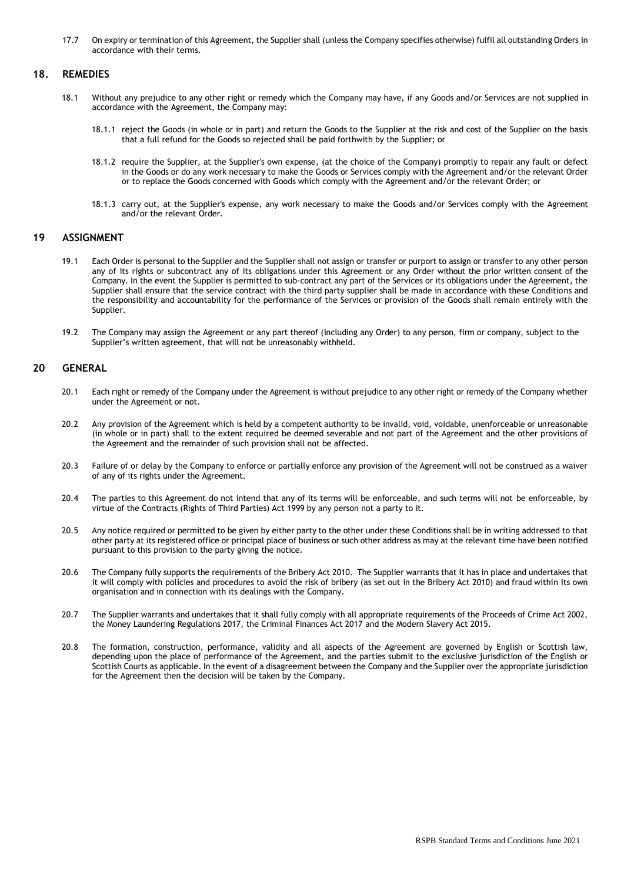17.7 On expiry or termination of this Agreement, the Supplier shall (unless the Company specifies otherwise) fulfil all outstanding Orders in accordance with their terms.

## 18. REMEDIES

18.1 Without any prejudice to any other right or remedy which the Company may have, if any Goods and/or Services are not supplied in accordance with the Agreement, the Company may:

18.1.1 reject the Goods (in whole or in part) and return the Goods to the Supplier at the risk and cost of the Supplier on the basis that a full refund for the Goods so rejected shall be paid forthwith by the Supplier; or

18.1.2 require the Supplier, at the Supplier's own expense, (at the choice of the Company) promptly to repair any fault or defect in the Goods or do any work necessary to make the Goods or Services comply with the Agreement and/or the relevant Order or to replace the Goods concerned with Goods which comply with the Agreement and/or the relevant Order; or

18.1.3 carry out, at the Supplier's expense, any work necessary to make the Goods and/or Services comply with the Agreement and/or the relevant Order.

## 19 ASSIGNMENT

19.1 Each Order is personal to the Supplier and the Supplier shall not assign or transfer or purport to assign or transfer to any other person any of its rights or subcontract any of its obligations under this Agreement or any Order without the prior written consent of the Company. In the event the Supplier is permitted to sub-contract any part of the Services or its obligations under the Agreement, the Supplier shall ensure that the service contract with the third party supplier shall be made in accordance with these Conditions and the responsibility and accountability for the performance of the Services or provision of the Goods shall remain entirely with the Supplier.

19.2 The Company may assign the Agreement or any part thereof (including any Order) to any person, firm or company, subject to the Supplier's written agreement, that will not be unreasonably withheld.

## 20 GENERAL

20.1 Each right or remedy of the Company under the Agreement is without prejudice to any other right or remedy of the Company whether under the Agreement or not.

20.2 Any provision of the Agreement which is held by a competent authority to be invalid, void, voidable, unenforceable or unreasonable (in whole or in part) shall to the extent required be deemed severable and not part of the Agreement and the other provisions of the Agreement and the remainder of such provision shall not be affected.

20.3 Failure of or delay by the Company to enforce or partially enforce any provision of the Agreement will not be construed as a waiver of any of its rights under the Agreement.

20.4 The parties to this Agreement do not intend that any of its terms will be enforceable, and such terms will not be enforceable, by virtue of the Contracts (Rights of Third Parties) Act 1999 by any person not a party to it.

20.5 Any notice required or permitted to be given by either party to the other under these Conditions shall be in writing addressed to that other party at its registered office or principal place of business or such other address as may at the relevant time have been notified pursuant to this provision to the party giving the notice.

20.6 The Company fully supports the requirements of the Bribery Act 2010. The Supplier warrants that it has in place and undertakes that it will comply with policies and procedures to avoid the risk of bribery (as set out in the Bribery Act 2010) and fraud within its own organisation and in connection with its dealings with the Company.

20.7 The Supplier warrants and undertakes that it shall fully comply with all appropriate requirements of the Proceeds of Crime Act 2002, the Money Laundering Regulations 2017, the Criminal Finances Act 2017 and the Modern Slavery Act 2015.

20.8 The formation, construction, performance, validity and all aspects of the Agreement are governed by English or Scottish law, depending upon the place of performance of the Agreement, and the parties submit to the exclusive jurisdiction of the English or Scottish Courts as applicable. In the event of a disagreement between the Company and the Supplier over the appropriate jurisdiction for the Agreement then the decision will be taken by the Company.